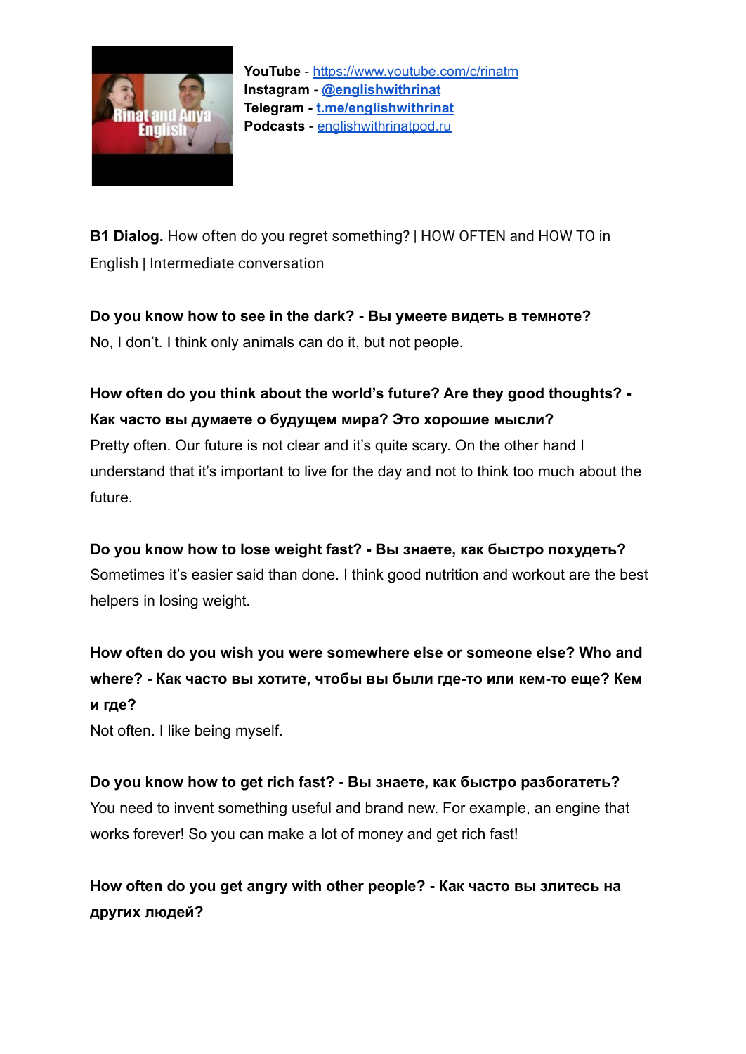**YouTube** - https://www.youtube.com/c/rinatm
**Instagram** - **@englishwithrinat**
**Telegram** - **t.me/englishwithrinat**
**Podcasts** - englishwithrinatpod.ru

**B1 Dialog.** How often do you regret something? | HOW OFTEN and HOW TO in English | Intermediate conversation

**Do you know how to see in the dark? - Вы умеете видеть в темноте?**
No, I don't. I think only animals can do it, but not people.

**How often do you think about the world's future? Are they good thoughts? - Как часто вы думаете о будущем мира? Это хорошие мысли?**
Pretty often. Our future is not clear and it's quite scary. On the other hand I understand that it's important to live for the day and not to think too much about the future.

**Do you know how to lose weight fast? - Вы знаете, как быстро похудеть?**
Sometimes it's easier said than done. I think good nutrition and workout are the best helpers in losing weight.

**How often do you wish you were somewhere else or someone else? Who and where? - Как часто вы хотите, чтобы вы были где-то или кем-то еще? Кем и где?**
Not often. I like being myself.

**Do you know how to get rich fast? - Вы знаете, как быстро разбогатеть?**
You need to invent something useful and brand new. For example, an engine that works forever! So you can make a lot of money and get rich fast!

**How often do you get angry with other people? - Как часто вы злитесь на других людей?**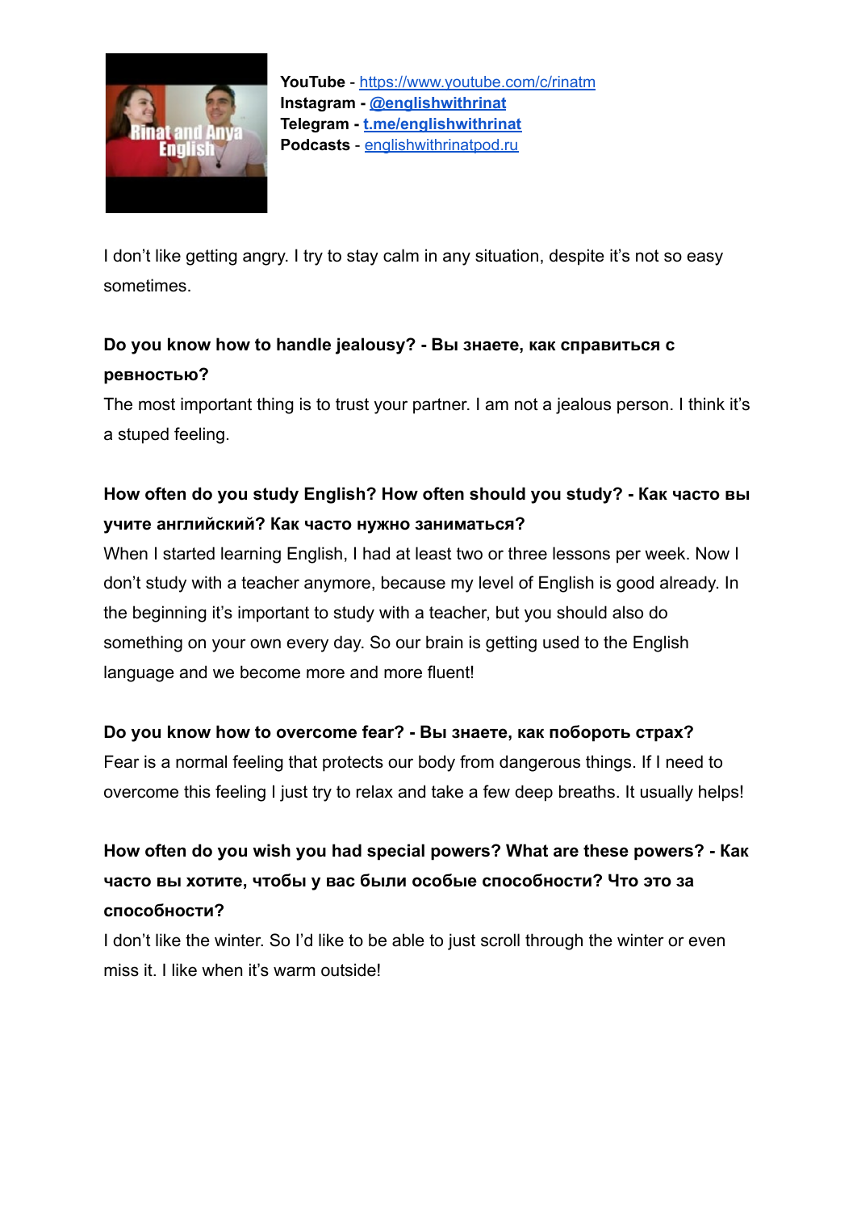**YouTube** - https://www.youtube.com/c/rinatm
**Instagram** - **@englishwithrinat**
**Telegram** - **t.me/englishwithrinat**
**Podcasts** - englishwithrinatpod.ru

I don't like getting angry. I try to stay calm in any situation, despite it's not so easy sometimes.

**Do you know how to handle jealousy? - Вы знаете, как справиться с ревностью?**

The most important thing is to trust your partner. I am not a jealous person. I think it's a stuped feeling.

**How often do you study English? How often should you study? - Как часто вы учите английский? Как часто нужно заниматься?**

When I started learning English, I had at least two or three lessons per week. Now I don't study with a teacher anymore, because my level of English is good already. In the beginning it's important to study with a teacher, but you should also do something on your own every day. So our brain is getting used to the English language and we become more and more fluent!

**Do you know how to overcome fear? - Вы знаете, как побороть страх?**

Fear is a normal feeling that protects our body from dangerous things. If I need to overcome this feeling I just try to relax and take a few deep breaths. It usually helps!

**How often do you wish you had special powers? What are these powers? - Как часто вы хотите, чтобы у вас были особые способности? Что это за способности?**

I don't like the winter. So I'd like to be able to just scroll through the winter or even miss it. I like when it's warm outside!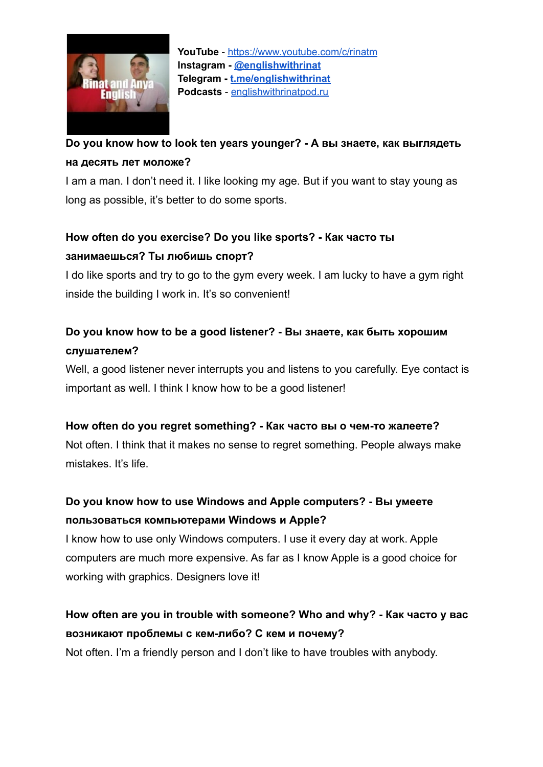**YouTube** - [https://www.youtube.com/c/rinatm](https://www.youtube.com/c/rinatm)
**Instagram** - [@englishwithrinat](@englishwithrinat)
**Telegram** - [t.me/englishwithrinat](t.me/englishwithrinat)
**Podcasts** - [englishwithrinatpod.ru](englishwithrinatpod.ru)

**Do you know how to look ten years younger? - А вы знаете, как выглядеть на десять лет моложе?**

I am a man. I don't need it. I like looking my age. But if you want to stay young as long as possible, it's better to do some sports.

**How often do you exercise? Do you like sports? - Как часто ты занимаешься? Ты любишь спорт?**

I do like sports and try to go to the gym every week. I am lucky to have a gym right inside the building I work in. It's so convenient!

**Do you know how to be a good listener? - Вы знаете, как быть хорошим слушателем?**

Well, a good listener never interrupts you and listens to you carefully. Eye contact is important as well. I think I know how to be a good listener!

**How often do you regret something? - Как часто вы о чем-то жалеете?**

Not often. I think that it makes no sense to regret something. People always make mistakes. It's life.

**Do you know how to use Windows and Apple computers? - Вы умеете пользоваться компьютерами Windows и Apple?**

I know how to use only Windows computers. I use it every day at work. Apple computers are much more expensive. As far as I know Apple is a good choice for working with graphics. Designers love it!

**How often are you in trouble with someone? Who and why? - Как часто у вас возникают проблемы с кем-либо? С кем и почему?**

Not often. I'm a friendly person and I don't like to have troubles with anybody.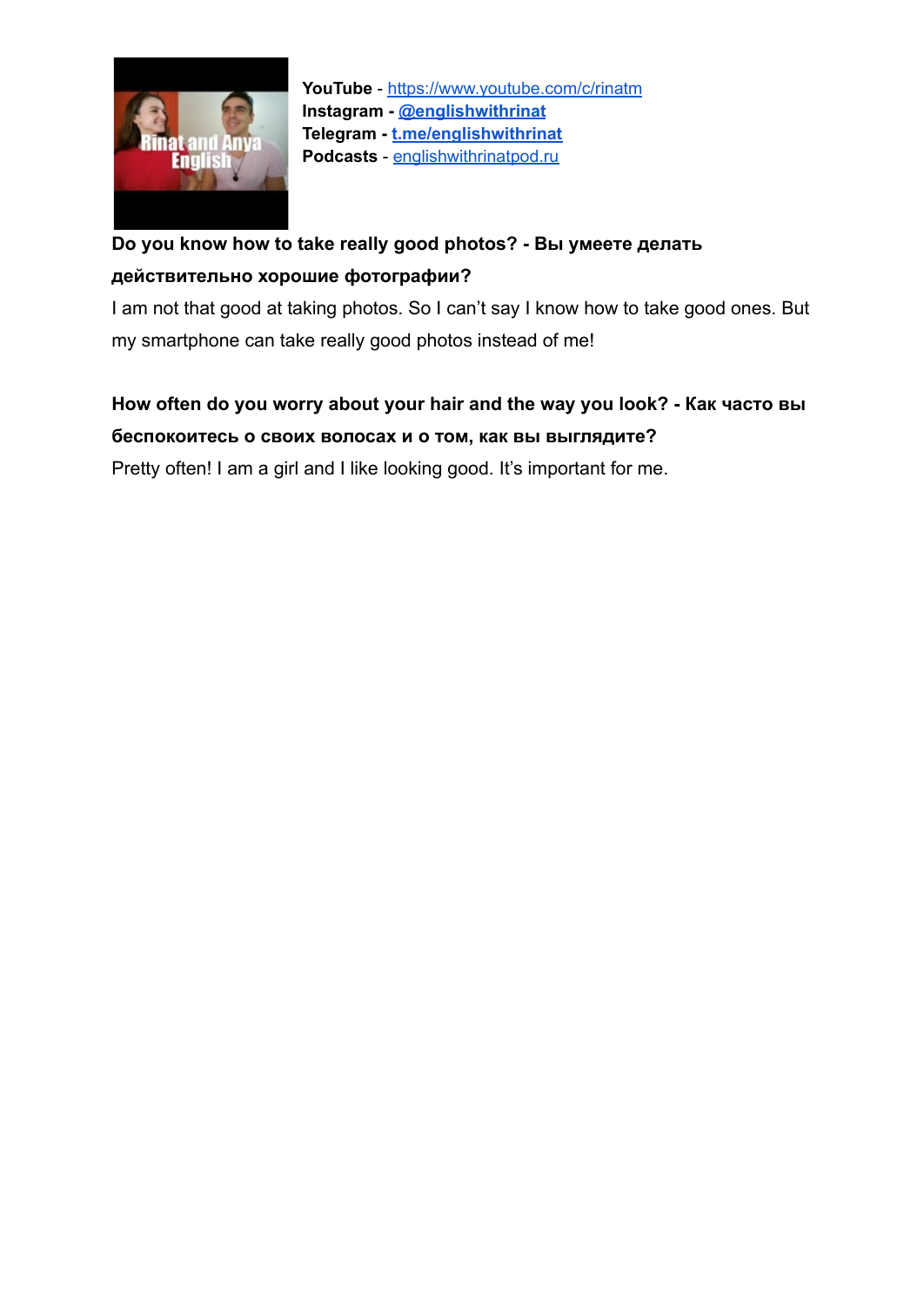**YouTube** - https://www.youtube.com/c/rinatm
**Instagram** - **@englishwithrinat**
**Telegram** - **t.me/englishwithrinat**
**Podcasts** - englishwithrinatpod.ru

**Do you know how to take really good photos? - Вы умеете делать действительно хорошие фотографии?**

I am not that good at taking photos. So I can't say I know how to take good ones. But my smartphone can take really good photos instead of me!

**How often do you worry about your hair and the way you look? - Как часто вы беспокоитесь о своих волосах и о том, как вы выглядите?**

Pretty often! I am a girl and I like looking good. It's important for me.